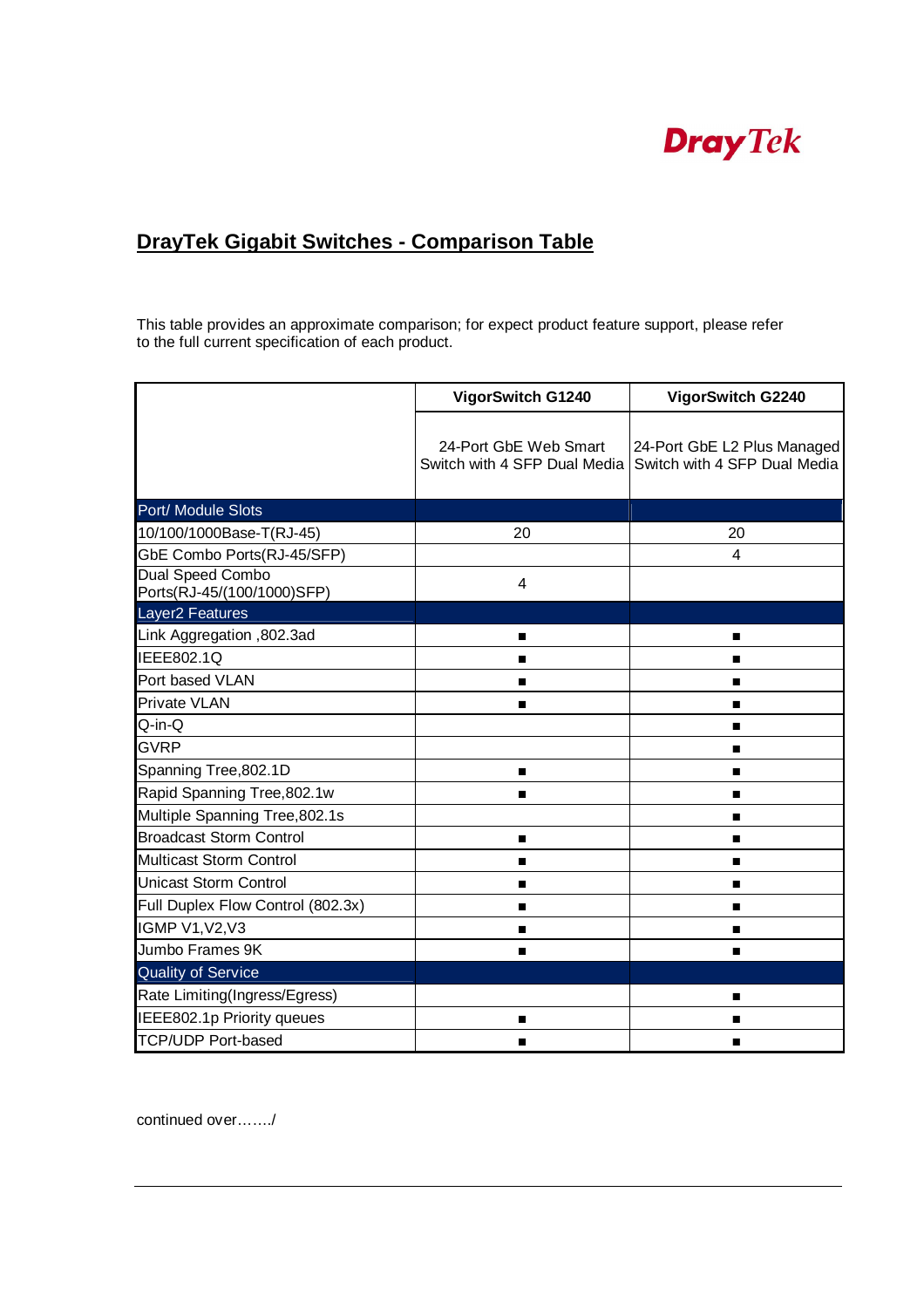DrayTek

## DrayTek Gigabit Switches - Comparison Table

This table provides an approximate comparison; for expect product feature support, please refer to the full current specification of each product.

| | VigorSwitch G1240 | VigorSwitch G2240 |
|---|---|---|
| | 24-Port GbE Web Smart Switch with 4 SFP Dual Media | 24-Port GbE L2 Plus Managed Switch with 4 SFP Dual Media |
| **Port/ Module Slots** | | |
| 10/100/1000Base-T(RJ-45) | 20 | 20 |
| GbE Combo Ports(RJ-45/SFP) | | 4 |
| Dual Speed Combo Ports(RJ-45/(100/1000)SFP) | 4 | |
| **Layer2 Features** | | |
| Link Aggregation ,802.3ad | ■ | ■ |
| IEEE802.1Q | ■ | ■ |
| Port based VLAN | ■ | ■ |
| Private VLAN | ■ | ■ |
| Q-in-Q | | ■ |
| GVRP | | ■ |
| Spanning Tree,802.1D | ■ | ■ |
| Rapid Spanning Tree,802.1w | ■ | ■ |
| Multiple Spanning Tree,802.1s | | ■ |
| Broadcast Storm Control | ■ | ■ |
| Multicast Storm Control | ■ | ■ |
| Unicast Storm Control | ■ | ■ |
| Full Duplex Flow Control (802.3x) | ■ | ■ |
| IGMP V1,V2,V3 | ■ | ■ |
| Jumbo Frames 9K | ■ | ■ |
| **Quality of Service** | | |
| Rate Limiting(Ingress/Egress) | | ■ |
| IEEE802.1p Priority queues | ■ | ■ |
| TCP/UDP Port-based | ■ | ■ |

continued over……./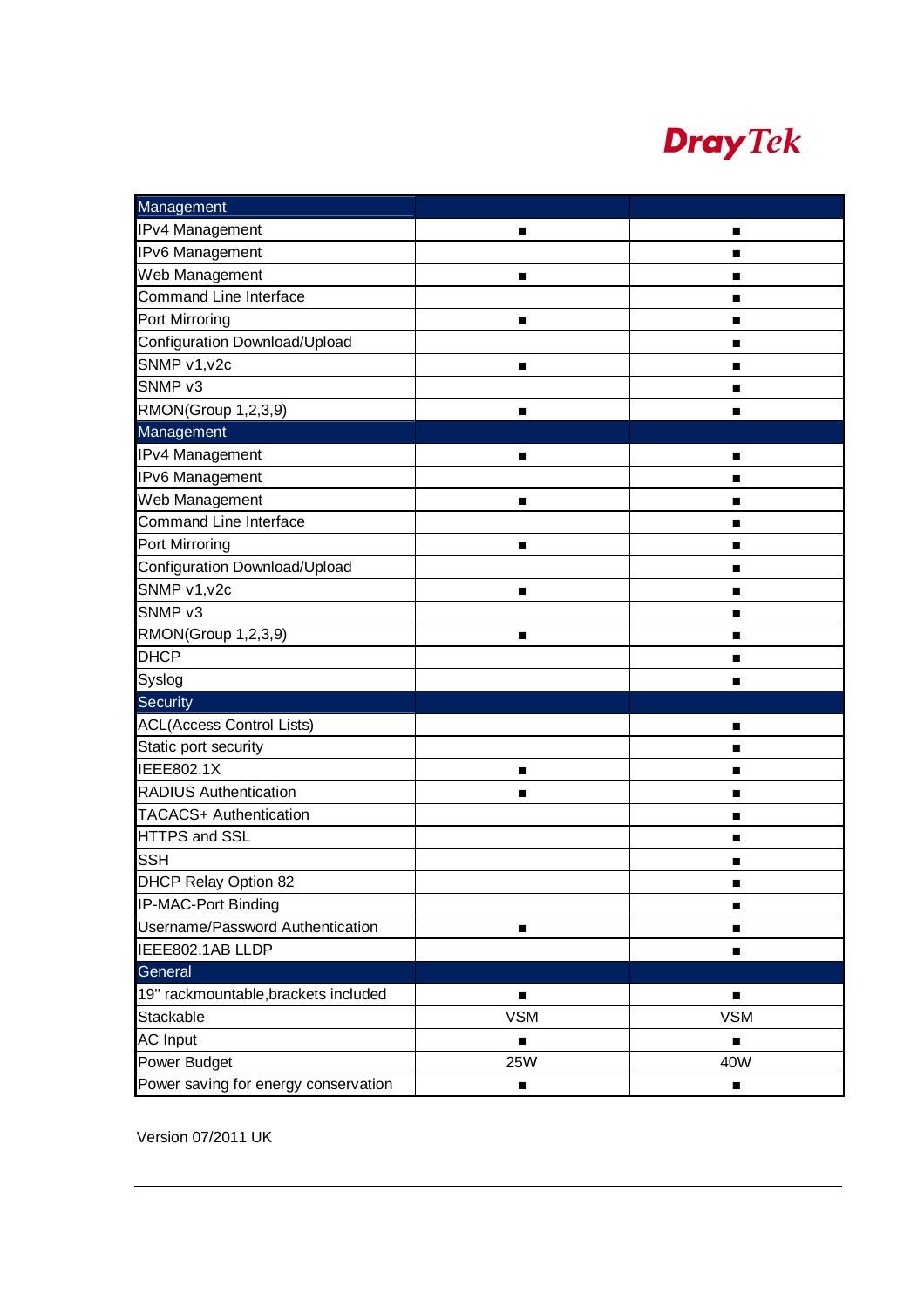DrayTek

| | | |
|---|---|---|
| Management | | |
| IPv4 Management | ■ | ■ |
| IPv6 Management | | ■ |
| Web Management | ■ | ■ |
| Command Line Interface | | ■ |
| Port Mirroring | ■ | ■ |
| Configuration Download/Upload | | ■ |
| SNMP v1,v2c | ■ | ■ |
| SNMP v3 | | ■ |
| RMON(Group 1,2,3,9) | ■ | ■ |
| Management | | |
| IPv4 Management | ■ | ■ |
| IPv6 Management | | ■ |
| Web Management | ■ | ■ |
| Command Line Interface | | ■ |
| Port Mirroring | ■ | ■ |
| Configuration Download/Upload | | ■ |
| SNMP v1,v2c | ■ | ■ |
| SNMP v3 | | ■ |
| RMON(Group 1,2,3,9) | ■ | ■ |
| DHCP | | ■ |
| Syslog | | ■ |
| Security | | |
| ACL(Access Control Lists) | | ■ |
| Static port security | | ■ |
| IEEE802.1X | ■ | ■ |
| RADIUS Authentication | ■ | ■ |
| TACACS+ Authentication | | ■ |
| HTTPS and SSL | | ■ |
| SSH | | ■ |
| DHCP Relay Option 82 | | ■ |
| IP-MAC-Port Binding | | ■ |
| Username/Password Authentication | ■ | ■ |
| IEEE802.1AB LLDP | | ■ |
| General | | |
| 19" rackmountable,brackets included | ■ | ■ |
| Stackable | VSM | VSM |
| AC Input | ■ | ■ |
| Power Budget | 25W | 40W |
| Power saving for energy conservation | ■ | ■ |

Version 07/2011 UK